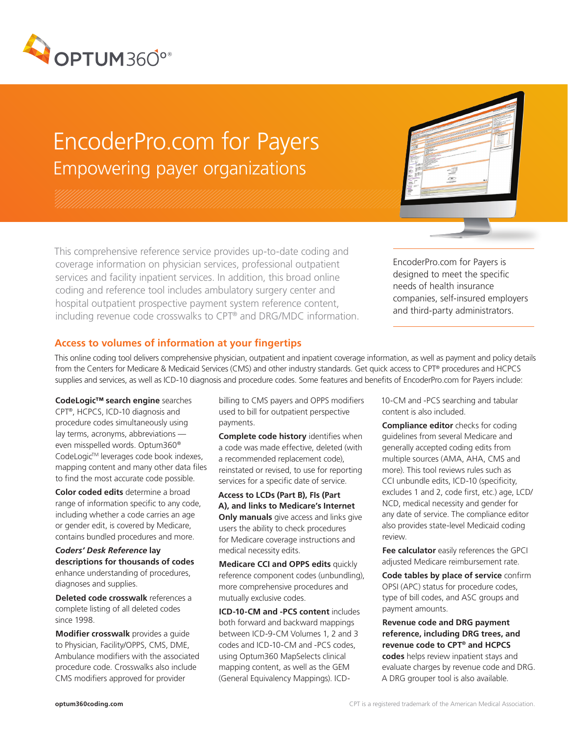OPTUM360°®

# EncoderPro.com for Payers

## Empowering payer organizations

This comprehensive reference service provides up-to-date coding and coverage information on physician services, professional outpatient services and facility inpatient services. In addition, this broad online coding and reference tool includes ambulatory surgery center and hospital outpatient prospective payment system reference content, including revenue code crosswalks to CPT® and DRG/MDC information.

EncoderPro.com for Payers is designed to meet the specific needs of health insurance companies, self-insured employers and third-party administrators.

## Access to volumes of information at your fingertips

This online coding tool delivers comprehensive physician, outpatient and inpatient coverage information, as well as payment and policy details from the Centers for Medicare & Medicaid Services (CMS) and other industry standards. Get quick access to CPT® procedures and HCPCS supplies and services, as well as ICD-10 diagnosis and procedure codes. Some features and benefits of EncoderPro.com for Payers include:

**CodeLogic™ search engine** searches CPT®, HCPCS, ICD-10 diagnosis and procedure codes simultaneously using lay terms, acronyms, abbreviations — even misspelled words. Optum360® CodeLogic™ leverages code book indexes, mapping content and many other data files to find the most accurate code possible.

**Color coded edits** determine a broad range of information specific to any code, including whether a code carries an age or gender edit, is covered by Medicare, contains bundled procedures and more.

***Coders' Desk Reference* lay descriptions for thousands of codes** enhance understanding of procedures, diagnoses and supplies.

**Deleted code crosswalk** references a complete listing of all deleted codes since 1998.

**Modifier crosswalk** provides a guide to Physician, Facility/OPPS, CMS, DME, Ambulance modifiers with the associated procedure code. Crosswalks also include CMS modifiers approved for provider billing to CMS payers and OPPS modifiers used to bill for outpatient perspective payments.

**Complete code history** identifies when a code was made effective, deleted (with a recommended replacement code), reinstated or revised, to use for reporting services for a specific date of service.

**Access to LCDs (Part B), FIs (Part A), and links to Medicare's Internet Only manuals** give access and links give users the ability to check procedures for Medicare coverage instructions and medical necessity edits.

**Medicare CCI and OPPS edits** quickly reference component codes (unbundling), more comprehensive procedures and mutually exclusive codes.

**ICD-10-CM and -PCS content** includes both forward and backward mappings between ICD-9-CM Volumes 1, 2 and 3 codes and ICD-10-CM and -PCS codes, using Optum360 MapSelects clinical mapping content, as well as the GEM (General Equivalency Mappings). ICD-10-CM and -PCS searching and tabular content is also included.

**Compliance editor** checks for coding guidelines from several Medicare and generally accepted coding edits from multiple sources (AMA, AHA, CMS and more). This tool reviews rules such as CCI unbundle edits, ICD-10 (specificity, excludes 1 and 2, code first, etc.) age, LCD/NCD, medical necessity and gender for any date of service. The compliance editor also provides state-level Medicaid coding review.

**Fee calculator** easily references the GPCI adjusted Medicare reimbursement rate.

**Code tables by place of service** confirm OPSI (APC) status for procedure codes, type of bill codes, and ASC groups and payment amounts.

**Revenue code and DRG payment reference, including DRG trees, and revenue code to CPT® and HCPCS codes** helps review inpatient stays and evaluate charges by revenue code and DRG. A DRG grouper tool is also available.

optum360coding.com

CPT is a registered trademark of the American Medical Association.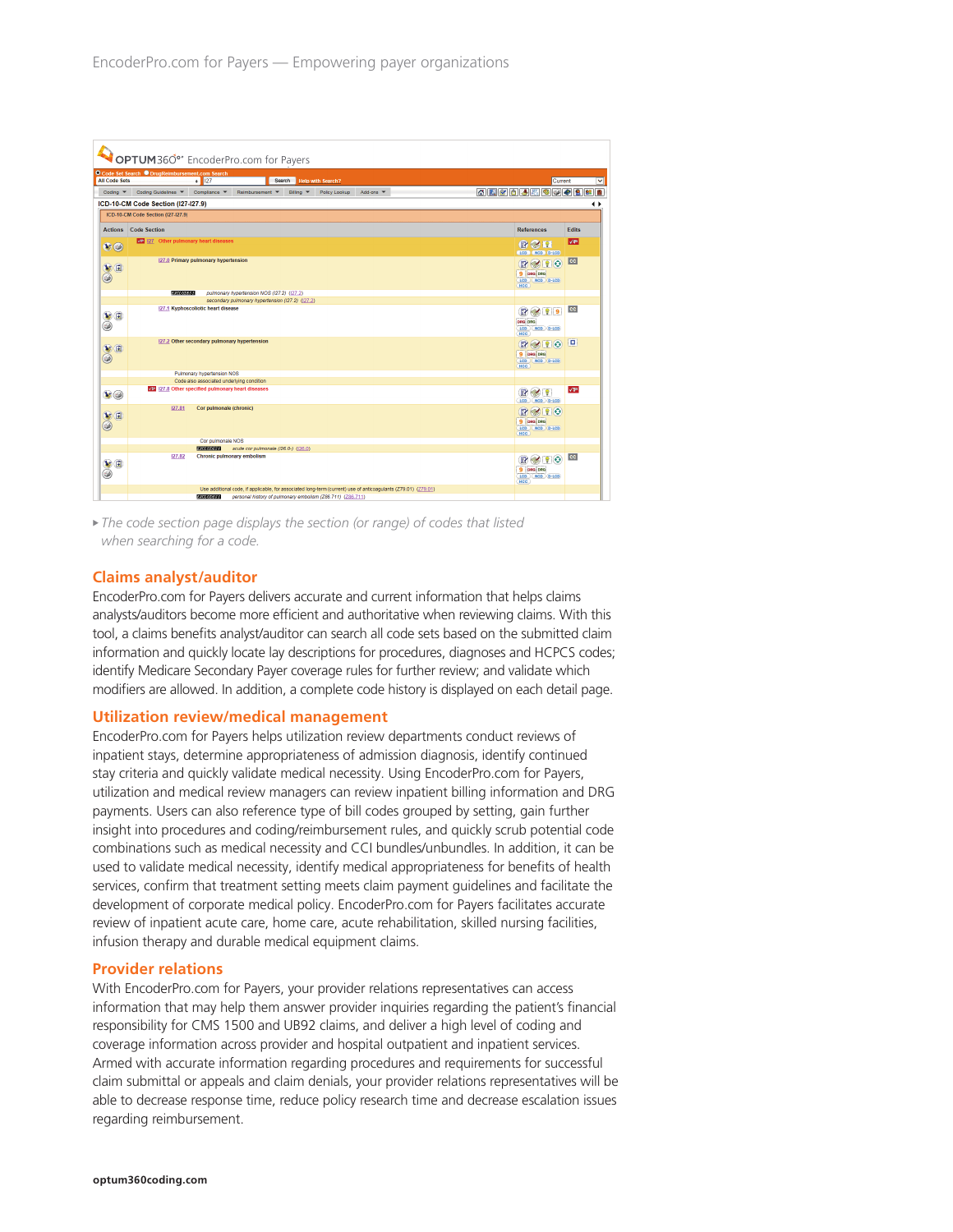▸ *The code section page displays the section (or range) of codes that listed when searching for a code.*

## Claims analyst/auditor

EncoderPro.com for Payers delivers accurate and current information that helps claims analysts/auditors become more efficient and authoritative when reviewing claims. With this tool, a claims benefits analyst/auditor can search all code sets based on the submitted claim information and quickly locate lay descriptions for procedures, diagnoses and HCPCS codes; identify Medicare Secondary Payer coverage rules for further review; and validate which modifiers are allowed. In addition, a complete code history is displayed on each detail page.

## Utilization review/medical management

EncoderPro.com for Payers helps utilization review departments conduct reviews of inpatient stays, determine appropriateness of admission diagnosis, identify continued stay criteria and quickly validate medical necessity. Using EncoderPro.com for Payers, utilization and medical review managers can review inpatient billing information and DRG payments. Users can also reference type of bill codes grouped by setting, gain further insight into procedures and coding/reimbursement rules, and quickly scrub potential code combinations such as medical necessity and CCI bundles/unbundles. In addition, it can be used to validate medical necessity, identify medical appropriateness for benefits of health services, confirm that treatment setting meets claim payment guidelines and facilitate the development of corporate medical policy. EncoderPro.com for Payers facilitates accurate review of inpatient acute care, home care, acute rehabilitation, skilled nursing facilities, infusion therapy and durable medical equipment claims.

## Provider relations

With EncoderPro.com for Payers, your provider relations representatives can access information that may help them answer provider inquiries regarding the patient's financial responsibility for CMS 1500 and UB92 claims, and deliver a high level of coding and coverage information across provider and hospital outpatient and inpatient services. Armed with accurate information regarding procedures and requirements for successful claim submittal or appeals and claim denials, your provider relations representatives will be able to decrease response time, reduce policy research time and decrease escalation issues regarding reimbursement.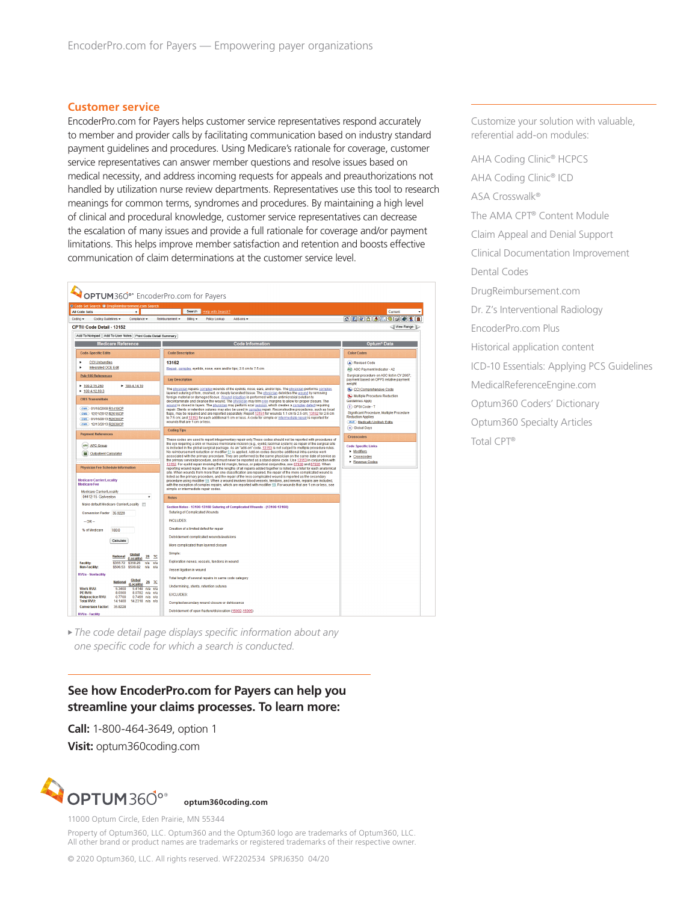## Customer service

EncoderPro.com for Payers helps customer service representatives respond accurately to member and provider calls by facilitating communication based on industry standard payment guidelines and procedures. Using Medicare's rationale for coverage, customer service representatives can answer member questions and resolve issues based on medical necessity, and address incoming requests for appeals and preauthorizations not handled by utilization nurse review departments. Representatives use this tool to research meanings for common terms, syndromes and procedures. By maintaining a high level of clinical and procedural knowledge, customer service representatives can decrease the escalation of many issues and provide a full rationale for coverage and/or payment limitations. This helps improve member satisfaction and retention and boosts effective communication of claim determinations at the customer service level.

▸ *The code detail page displays specific information about any one specific code for which a search is conducted.*

Customize your solution with valuable, referential add-on modules:

- AHA Coding Clinic® HCPCS
- AHA Coding Clinic® ICD
- ASA Crosswalk®
- The AMA CPT® Content Module
- Claim Appeal and Denial Support
- Clinical Documentation Improvement
- Dental Codes
- DrugReimbursement.com
- Dr. Z's Interventional Radiology
- EncoderPro.com Plus
- Historical application content
- ICD-10 Essentials: Applying PCS Guidelines
- MedicalReferenceEngine.com
- Optum360 Coders' Dictionary
- Optum360 Specialty Articles
- Total CPT®

## See how EncoderPro.com for Payers can help you streamline your claims processes. To learn more:

**Call:** 1-800-464-3649, option 1

**Visit:** optum360coding.com

OPTUM360° **optum360coding.com**

11000 Optum Circle, Eden Prairie, MN 55344

Property of Optum360, LLC. Optum360 and the Optum360 logo are trademarks of Optum360, LLC. All other brand or product names are trademarks or registered trademarks of their respective owner.

© 2020 Optum360, LLC. All rights reserved. WF2202534 SPRJ6350 04/20